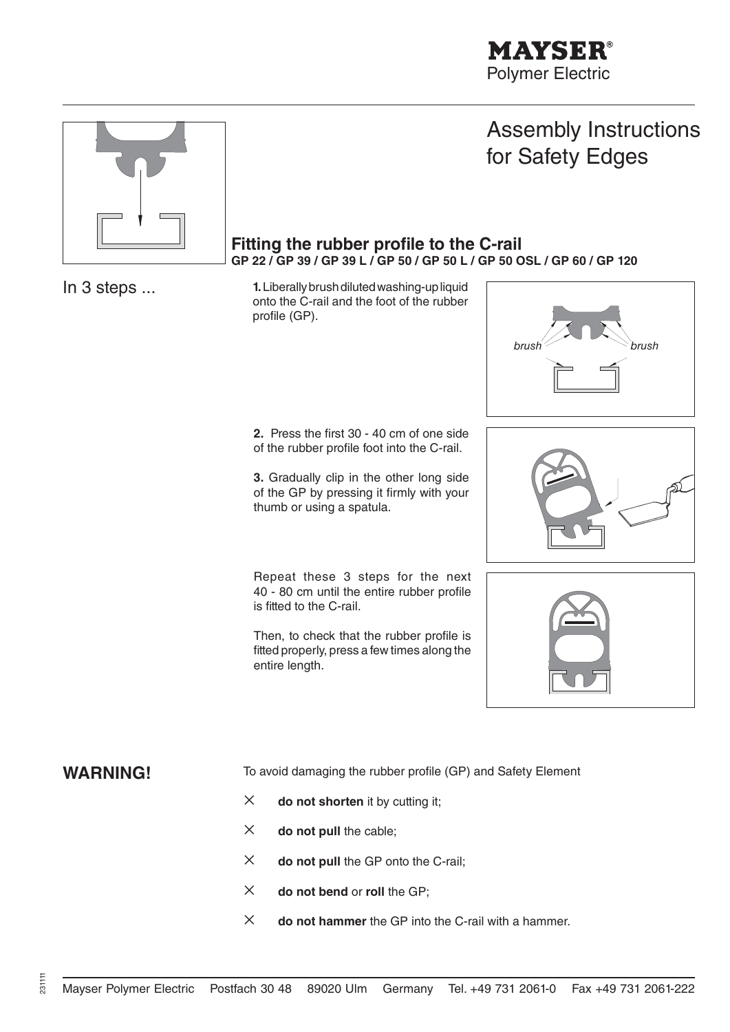**MAYSER®**
Polymer Electric

# Assembly Instructions for Safety Edges

## Fitting the rubber profile to the C-rail

**GP 22 / GP 39 / GP 39 L / GP 50 / GP 50 L / GP 50 OSL / GP 60 / GP 120**

In 3 steps ...

**1.** Liberally brush diluted washing-up liquid onto the C-rail and the foot of the rubber profile (GP).

*brush* *brush*

**2.** Press the first 30 - 40 cm of one side of the rubber profile foot into the C-rail.

**3.** Gradually clip in the other long side of the GP by pressing it firmly with your thumb or using a spatula.

Repeat these 3 steps for the next 40 - 80 cm until the entire rubber profile is fitted to the C-rail.

Then, to check that the rubber profile is fitted properly, press a few times along the entire length.

## WARNING!

To avoid damaging the rubber profile (GP) and Safety Element

- × **do not shorten** it by cutting it;
- × **do not pull** the cable;
- × **do not pull** the GP onto the C-rail;
- × **do not bend** or **roll** the GP;
- × **do not hammer** the GP into the C-rail with a hammer.

231111

Mayser Polymer Electric Postfach 30 48 89020 Ulm Germany Tel. +49 731 2061-0 Fax +49 731 2061-222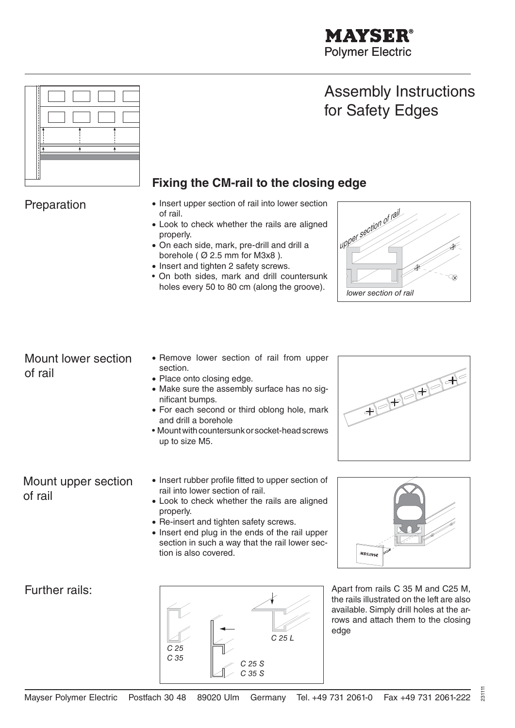# Assembly Instructions for Safety Edges

## Fixing the CM-rail to the closing edge

### Preparation

- Insert upper section of rail into lower section of rail.
- Look to check whether the rails are aligned properly.
- On each side, mark, pre-drill and drill a borehole ( Ø 2.5 mm for M3x8 ).
- Insert and tighten 2 safety screws.
- On both sides, mark and drill countersunk holes every 50 to 80 cm (along the groove).

upper section of rail

lower section of rail

### Mount lower section of rail

- Remove lower section of rail from upper section.
- Place onto closing edge.
- Make sure the assembly surface has no significant bumps.
- For each second or third oblong hole, mark and drill a borehole
- Mount with countersunk or socket-head screws up to size M5.

### Mount upper section of rail

- Insert rubber profile fitted to upper section of rail into lower section of rail.
- Look to check whether the rails are aligned properly.
- Re-insert and tighten safety screws.
- Insert end plug in the ends of the rail upper section in such a way that the rail lower section is also covered.

### Further rails:

C 25
C 35

C 25 S
C 35 S

C 25 L

Apart from rails C 35 M and C25 M, the rails illustrated on the left are also available. Simply drill holes at the arrows and attach them to the closing edge